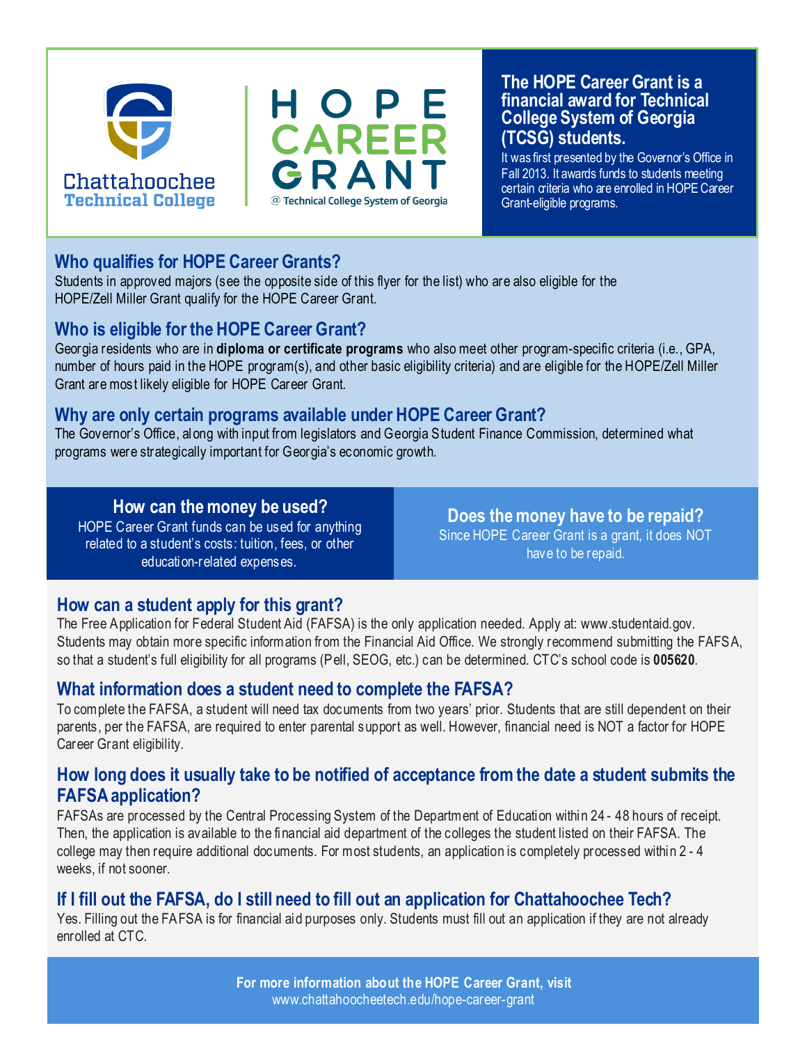Chattahoochee Technical College

HOPE CAREER GRANT
@ Technical College System of Georgia

## The HOPE Career Grant is a financial award for Technical College System of Georgia (TCSG) students.

It was first presented by the Governor's Office in Fall 2013. It awards funds to students meeting certain criteria who are enrolled in HOPE Career Grant-eligible programs.

### Who qualifies for HOPE Career Grants?

Students in approved majors (see the opposite side of this flyer for the list) who are also eligible for the HOPE/Zell Miller Grant qualify for the HOPE Career Grant.

### Who is eligible for the HOPE Career Grant?

Georgia residents who are in **diploma or certificate programs** who also meet other program-specific criteria (i.e., GPA, number of hours paid in the HOPE program(s), and other basic eligibility criteria) and are eligible for the HOPE/Zell Miller Grant are most likely eligible for HOPE Career Grant.

### Why are only certain programs available under HOPE Career Grant?

The Governor's Office, along with input from legislators and Georgia Student Finance Commission, determined what programs were strategically important for Georgia's economic growth.

### How can the money be used?

HOPE Career Grant funds can be used for anything related to a student's costs: tuition, fees, or other education-related expenses.

### Does the money have to be repaid?

Since HOPE Career Grant is a grant, it does NOT have to be repaid.

### How can a student apply for this grant?

The Free Application for Federal Student Aid (FAFSA) is the only application needed. Apply at: www.studentaid.gov. Students may obtain more specific information from the Financial Aid Office. We strongly recommend submitting the FAFSA, so that a student's full eligibility for all programs (Pell, SEOG, etc.) can be determined. CTC's school code is **005620**.

### What information does a student need to complete the FAFSA?

To complete the FAFSA, a student will need tax documents from two years' prior. Students that are still dependent on their parents, per the FAFSA, are required to enter parental support as well. However, financial need is NOT a factor for HOPE Career Grant eligibility.

### How long does it usually take to be notified of acceptance from the date a student submits the FAFSA application?

FAFSAs are processed by the Central Processing System of the Department of Education within 24 - 48 hours of receipt. Then, the application is available to the financial aid department of the colleges the student listed on their FAFSA. The college may then require additional documents. For most students, an application is completely processed within 2 - 4 weeks, if not sooner.

### If I fill out the FAFSA, do I still need to fill out an application for Chattahoochee Tech?

Yes. Filling out the FAFSA is for financial aid purposes only. Students must fill out an application if they are not already enrolled at CTC.

**For more information about the HOPE Career Grant, visit**
www.chattahoocheetech.edu/hope-career-grant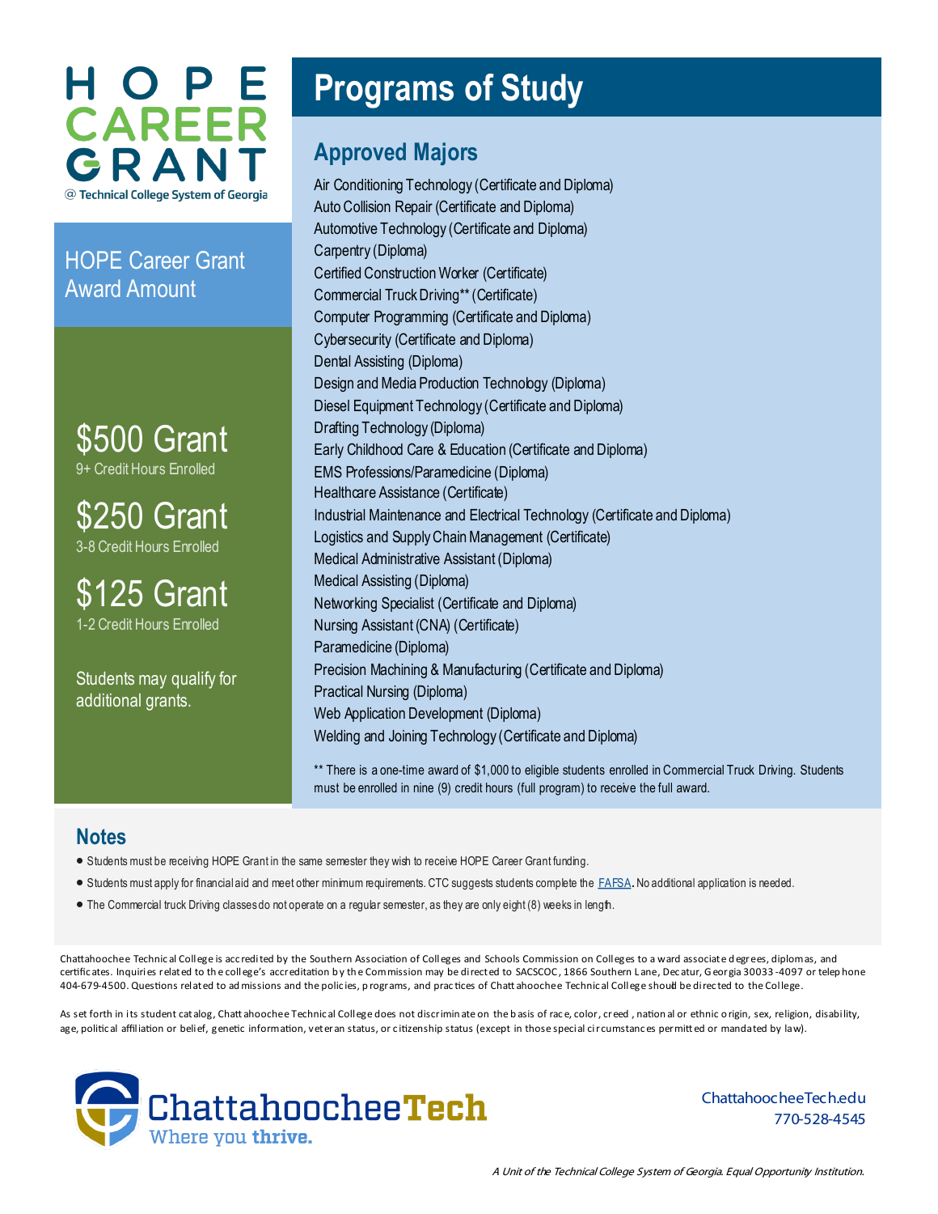# HOPE CAREER GRANT

@ Technical College System of Georgia

## HOPE Career Grant Award Amount

**$500 Grant**
9+ Credit Hours Enrolled

**$250 Grant**
3-8 Credit Hours Enrolled

**$125 Grant**
1-2 Credit Hours Enrolled

Students may qualify for additional grants.

# Programs of Study

## Approved Majors

Air Conditioning Technology (Certificate and Diploma)
Auto Collision Repair (Certificate and Diploma)
Automotive Technology (Certificate and Diploma)
Carpentry (Diploma)
Certified Construction Worker (Certificate)
Commercial Truck Driving** (Certificate)
Computer Programming (Certificate and Diploma)
Cybersecurity (Certificate and Diploma)
Dental Assisting (Diploma)
Design and Media Production Technology (Diploma)
Diesel Equipment Technology (Certificate and Diploma)
Drafting Technology (Diploma)
Early Childhood Care & Education (Certificate and Diploma)
EMS Professions/Paramedicine (Diploma)
Healthcare Assistance (Certificate)
Industrial Maintenance and Electrical Technology (Certificate and Diploma)
Logistics and Supply Chain Management (Certificate)
Medical Administrative Assistant (Diploma)
Medical Assisting (Diploma)
Networking Specialist (Certificate and Diploma)
Nursing Assistant (CNA) (Certificate)
Paramedicine (Diploma)
Precision Machining & Manufacturing (Certificate and Diploma)
Practical Nursing (Diploma)
Web Application Development (Diploma)
Welding and Joining Technology (Certificate and Diploma)

** There is a one-time award of $1,000 to eligible students enrolled in Commercial Truck Driving. Students must be enrolled in nine (9) credit hours (full program) to receive the full award.

## Notes

- Students must be receiving HOPE Grant in the same semester they wish to receive HOPE Career Grant funding.
- Students must apply for financial aid and meet other minimum requirements. CTC suggests students complete the FAFSA. No additional application is needed.
- The Commercial truck Driving classes do not operate on a regular semester, as they are only eight (8) weeks in length.

Chattahoochee Technical College is accredited by the Southern Association of Colleges and Schools Commission on Colleges to award associate degrees, diplomas, and certificates. Inquiries related to the college's accreditation by the Commission may be directed to SACSCOC, 1866 Southern Lane, Decatur, Georgia 30033-4097 or telephone 404-679-4500. Questions related to admissions and the policies, programs, and practices of Chattahoochee Technical College should be directed to the College.

As set forth in its student catalog, Chattahoochee Technical College does not discriminate on the basis of race, color, creed, national or ethnic origin, sex, religion, disability, age, political affiliation or belief, genetic information, veteran status, or citizenship status (except in those special circumstances permitted or mandated by law).

ChattahoocheeTech
Where you thrive.

ChattahoocheeTech.edu
770-528-4545

*A Unit of the Technical College System of Georgia. Equal Opportunity Institution.*